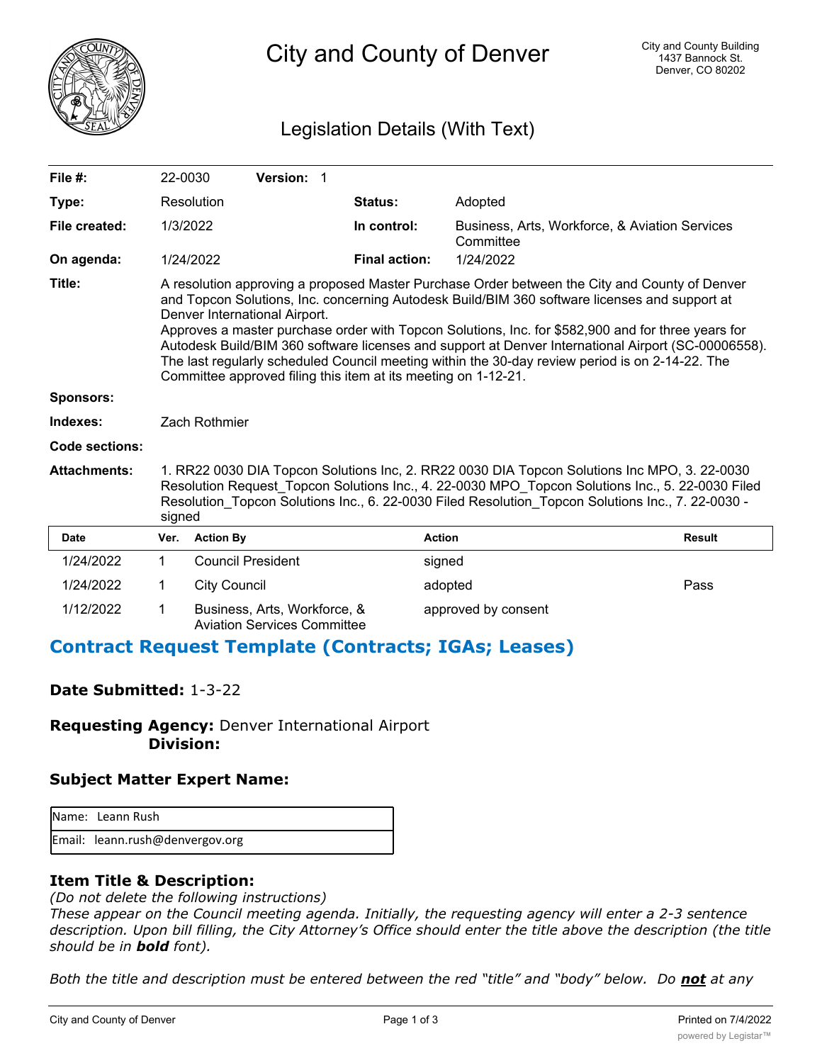# City and County of Denver

City and County Building
1437 Bannock St.
Denver, CO 80202

## Legislation Details (With Text)

| | | | |
|---|---|---|---|
| **File #:** | 22-0030 **Version:** 1 | | |
| **Type:** | Resolution | **Status:** | Adopted |
| **File created:** | 1/3/2022 | **In control:** | Business, Arts, Workforce, & Aviation Services Committee |
| **On agenda:** | 1/24/2022 | **Final action:** | 1/24/2022 |

**Title:** A resolution approving a proposed Master Purchase Order between the City and County of Denver and Topcon Solutions, Inc. concerning Autodesk Build/BIM 360 software licenses and support at Denver International Airport.
Approves a master purchase order with Topcon Solutions, Inc. for $582,900 and for three years for Autodesk Build/BIM 360 software licenses and support at Denver International Airport (SC-00006558). The last regularly scheduled Council meeting within the 30-day review period is on 2-14-22. The Committee approved filing this item at its meeting on 1-12-21.

**Sponsors:**

**Indexes:** Zach Rothmier

**Code sections:**

**Attachments:** 1. RR22 0030 DIA Topcon Solutions Inc, 2. RR22 0030 DIA Topcon Solutions Inc MPO, 3. 22-0030 Resolution Request_Topcon Solutions Inc., 4. 22-0030 MPO_Topcon Solutions Inc., 5. 22-0030 Filed Resolution_Topcon Solutions Inc., 6. 22-0030 Filed Resolution_Topcon Solutions Inc., 7. 22-0030 - signed

| Date | Ver. | Action By | Action | Result |
|---|---|---|---|---|
| 1/24/2022 | 1 | Council President | signed | |
| 1/24/2022 | 1 | City Council | adopted | Pass |
| 1/12/2022 | 1 | Business, Arts, Workforce, & Aviation Services Committee | approved by consent | |

## Contract Request Template (Contracts; IGAs; Leases)

**Date Submitted:** 1-3-22

**Requesting Agency:** Denver International Airport
**Division:**

### Subject Matter Expert Name:

| |
|---|
| Name: Leann Rush |
| Email: leann.rush@denvergov.org |

### Item Title & Description:

*(Do not delete the following instructions)*
*These appear on the Council meeting agenda. Initially, the requesting agency will enter a 2-3 sentence description. Upon bill filling, the City Attorney's Office should enter the title above the description (the title should be in **bold** font).*

*Both the title and description must be entered between the red "title" and "body" below. Do **not** at any*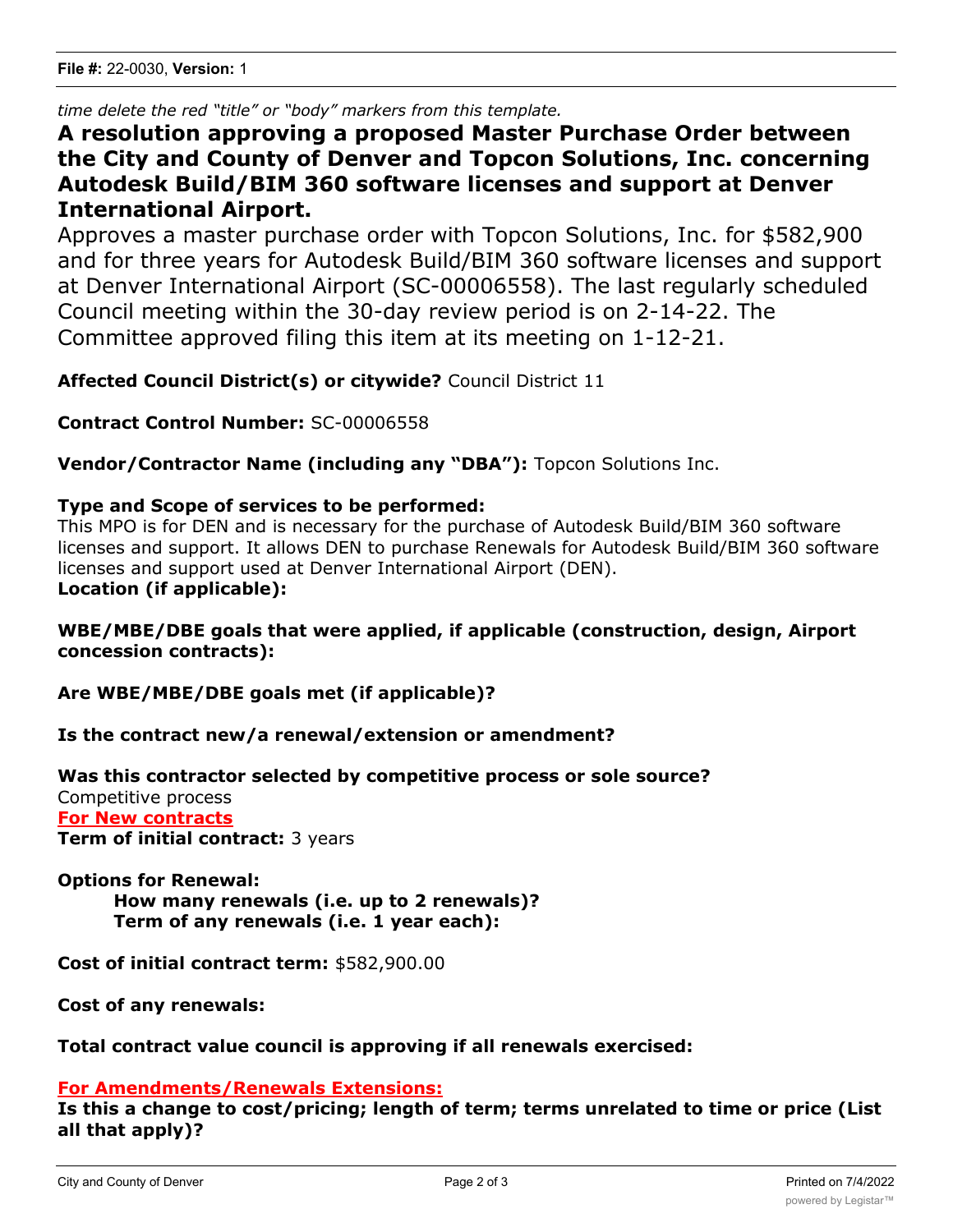*time delete the red "title" or "body" markers from this template.*

# A resolution approving a proposed Master Purchase Order between the City and County of Denver and Topcon Solutions, Inc. concerning Autodesk Build/BIM 360 software licenses and support at Denver International Airport.

Approves a master purchase order with Topcon Solutions, Inc. for $582,900 and for three years for Autodesk Build/BIM 360 software licenses and support at Denver International Airport (SC-00006558). The last regularly scheduled Council meeting within the 30-day review period is on 2-14-22. The Committee approved filing this item at its meeting on 1-12-21.

**Affected Council District(s) or citywide?** Council District 11

**Contract Control Number:** SC-00006558

**Vendor/Contractor Name (including any "DBA"):** Topcon Solutions Inc.

**Type and Scope of services to be performed:**
This MPO is for DEN and is necessary for the purchase of Autodesk Build/BIM 360 software licenses and support. It allows DEN to purchase Renewals for Autodesk Build/BIM 360 software licenses and support used at Denver International Airport (DEN).
**Location (if applicable):**

**WBE/MBE/DBE goals that were applied, if applicable (construction, design, Airport concession contracts):**

**Are WBE/MBE/DBE goals met (if applicable)?**

**Is the contract new/a renewal/extension or amendment?**

**Was this contractor selected by competitive process or sole source?**
Competitive process
**For New contracts**
**Term of initial contract:** 3 years

**Options for Renewal:**
**How many renewals (i.e. up to 2 renewals)?**
**Term of any renewals (i.e. 1 year each):**

**Cost of initial contract term:** $582,900.00

**Cost of any renewals:**

**Total contract value council is approving if all renewals exercised:**

**For Amendments/Renewals Extensions:**
**Is this a change to cost/pricing; length of term; terms unrelated to time or price (List all that apply)?**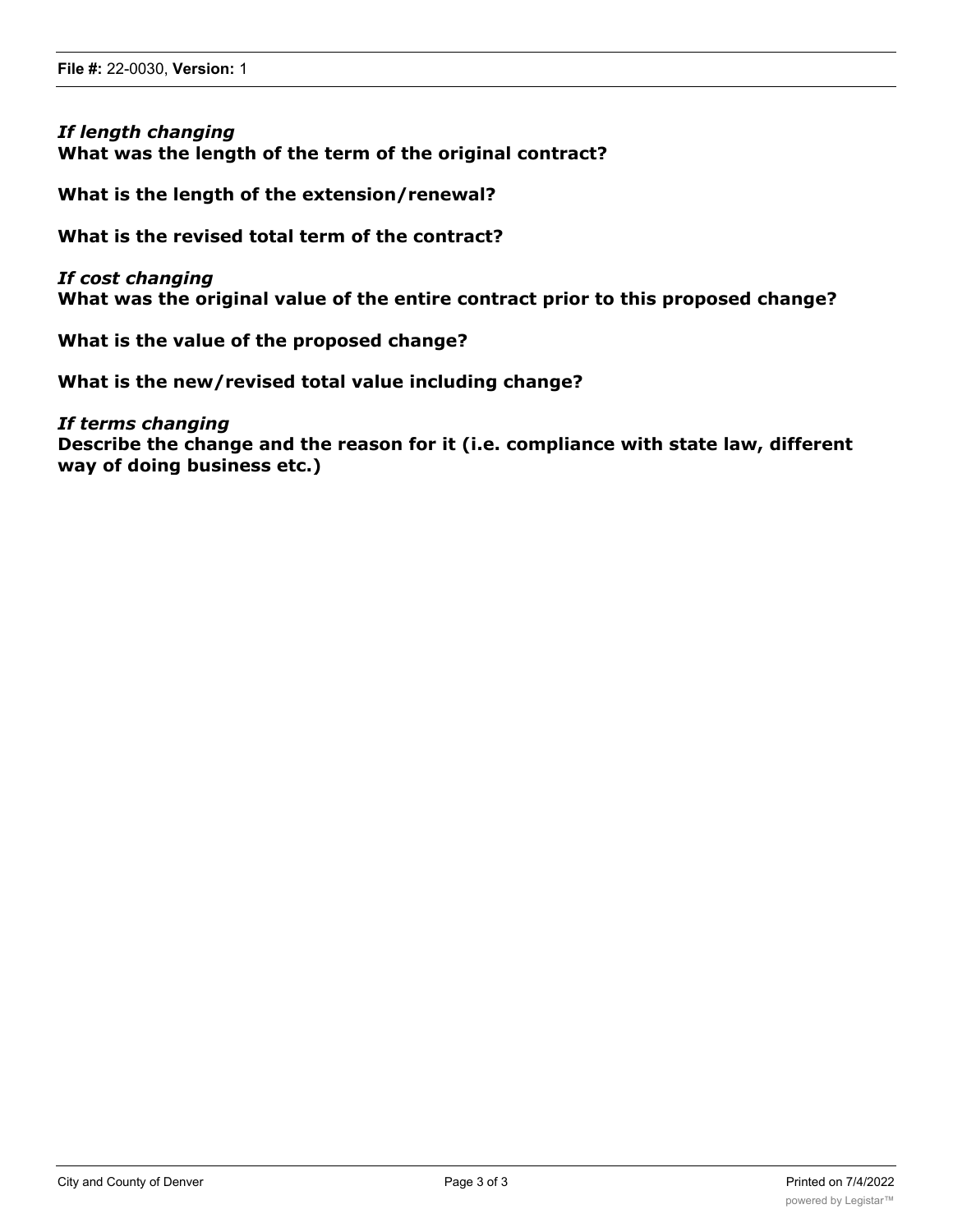*If length changing*
**What was the length of the term of the original contract?**

**What is the length of the extension/renewal?**

**What is the revised total term of the contract?**

*If cost changing*
**What was the original value of the entire contract prior to this proposed change?**

**What is the value of the proposed change?**

**What is the new/revised total value including change?**

*If terms changing*
**Describe the change and the reason for it (i.e. compliance with state law, different way of doing business etc.)**